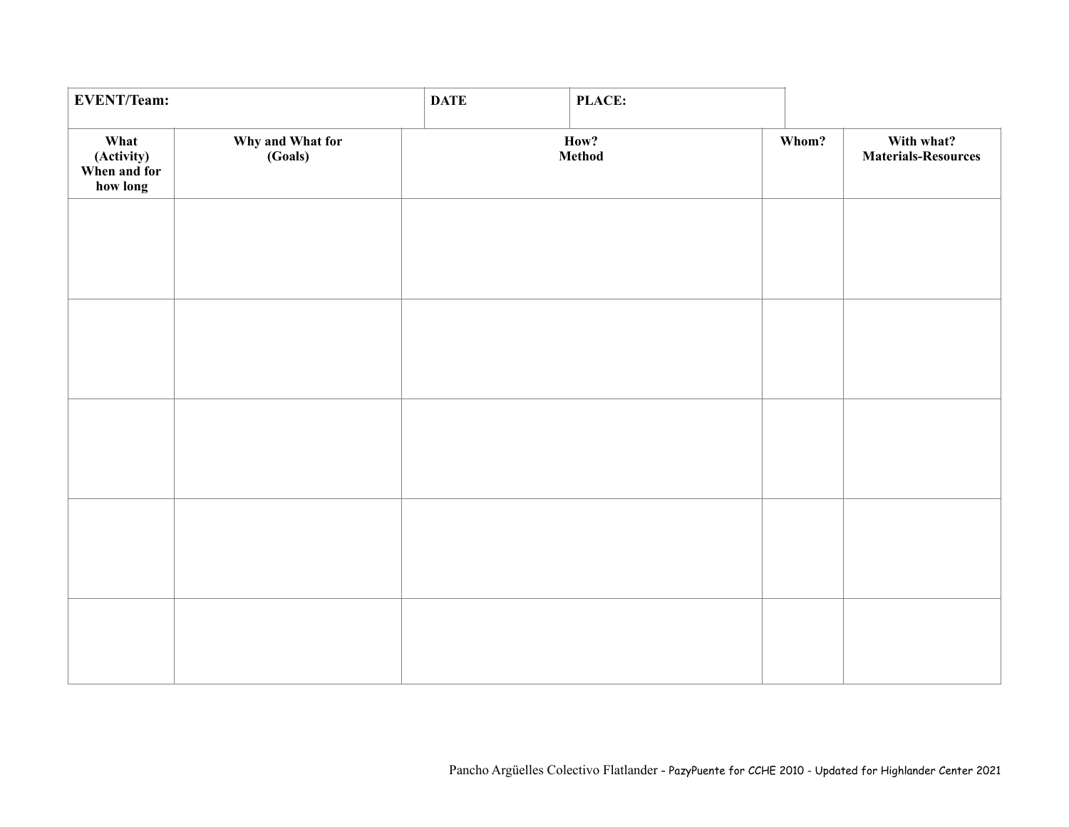| **EVENT/Team:** | | **DATE** | **PLACE:** | |
|---|---|---|---|---|

| **What (Activity) When and for how long** | **Why and What for (Goals)** | **How? Method** | **Whom?** | **With what? Materials-Resources** |
|---|---|---|---|---|
| | | | | |
| | | | | |
| | | | | |
| | | | | |
| | | | | |

Pancho Argüelles Colectivo Flatlander - PazyPuente for CCHE 2010 - Updated for Highlander Center 2021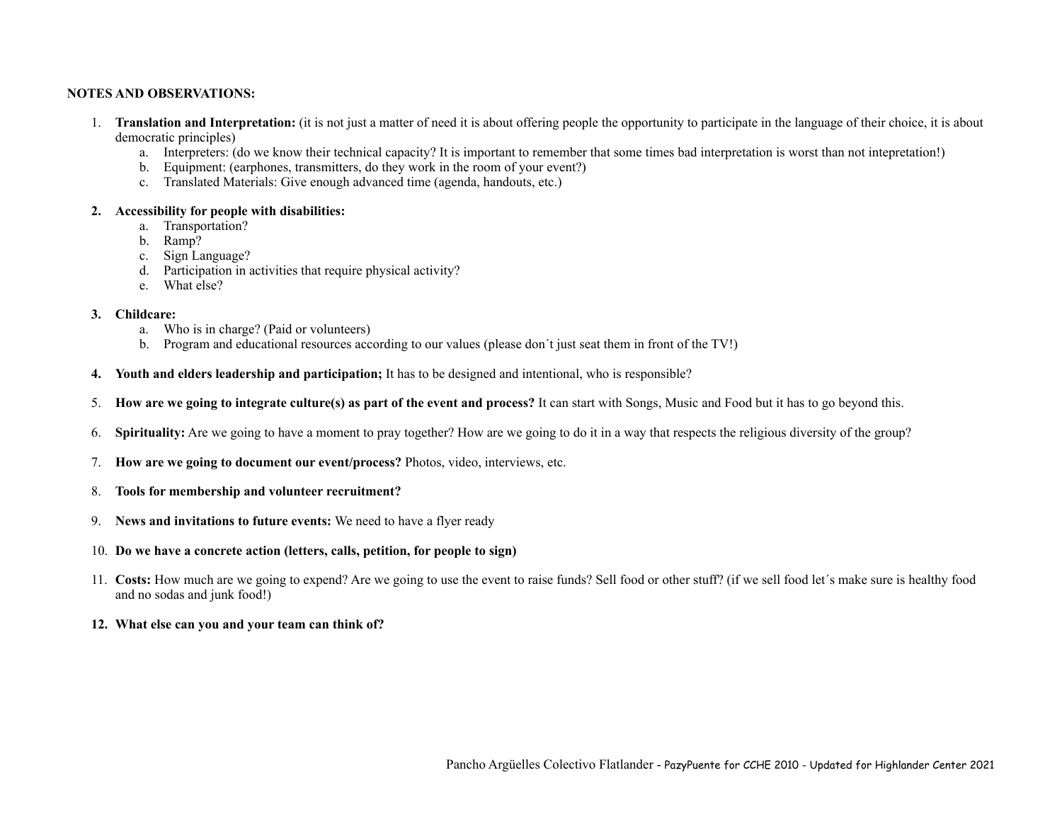**NOTES AND OBSERVATIONS:**

1. **Translation and Interpretation:** (it is not just a matter of need it is about offering people the opportunity to participate in the language of their choice, it is about democratic principles)
    a. Interpreters: (do we know their technical capacity? It is important to remember that some times bad interpretation is worst than not intepretation!)
    b. Equipment: (earphones, transmitters, do they work in the room of your event?)
    c. Translated Materials: Give enough advanced time (agenda, handouts, etc.)

2. **Accessibility for people with disabilities:**
    a. Transportation?
    b. Ramp?
    c. Sign Language?
    d. Participation in activities that require physical activity?
    e. What else?

3. **Childcare:**
    a. Who is in charge? (Paid or volunteers)
    b. Program and educational resources according to our values (please don´t just seat them in front of the TV!)

4. **Youth and elders leadership and participation;** It has to be designed and intentional, who is responsible?

5. **How are we going to integrate culture(s) as part of the event and process?** It can start with Songs, Music and Food but it has to go beyond this.

6. **Spirituality:** Are we going to have a moment to pray together? How are we going to do it in a way that respects the religious diversity of the group?

7. **How are we going to document our event/process?** Photos, video, interviews, etc.

8. **Tools for membership and volunteer recruitment?**

9. **News and invitations to future events:** We need to have a flyer ready

10. **Do we have a concrete action (letters, calls, petition, for people to sign)**

11. **Costs:** How much are we going to expend? Are we going to use the event to raise funds? Sell food or other stuff? (if we sell food let´s make sure is healthy food and no sodas and junk food!)

12. **What else can you and your team can think of?**

Pancho Argüelles Colectivo Flatlander - PazyPuente for CCHE 2010 - Updated for Highlander Center 2021